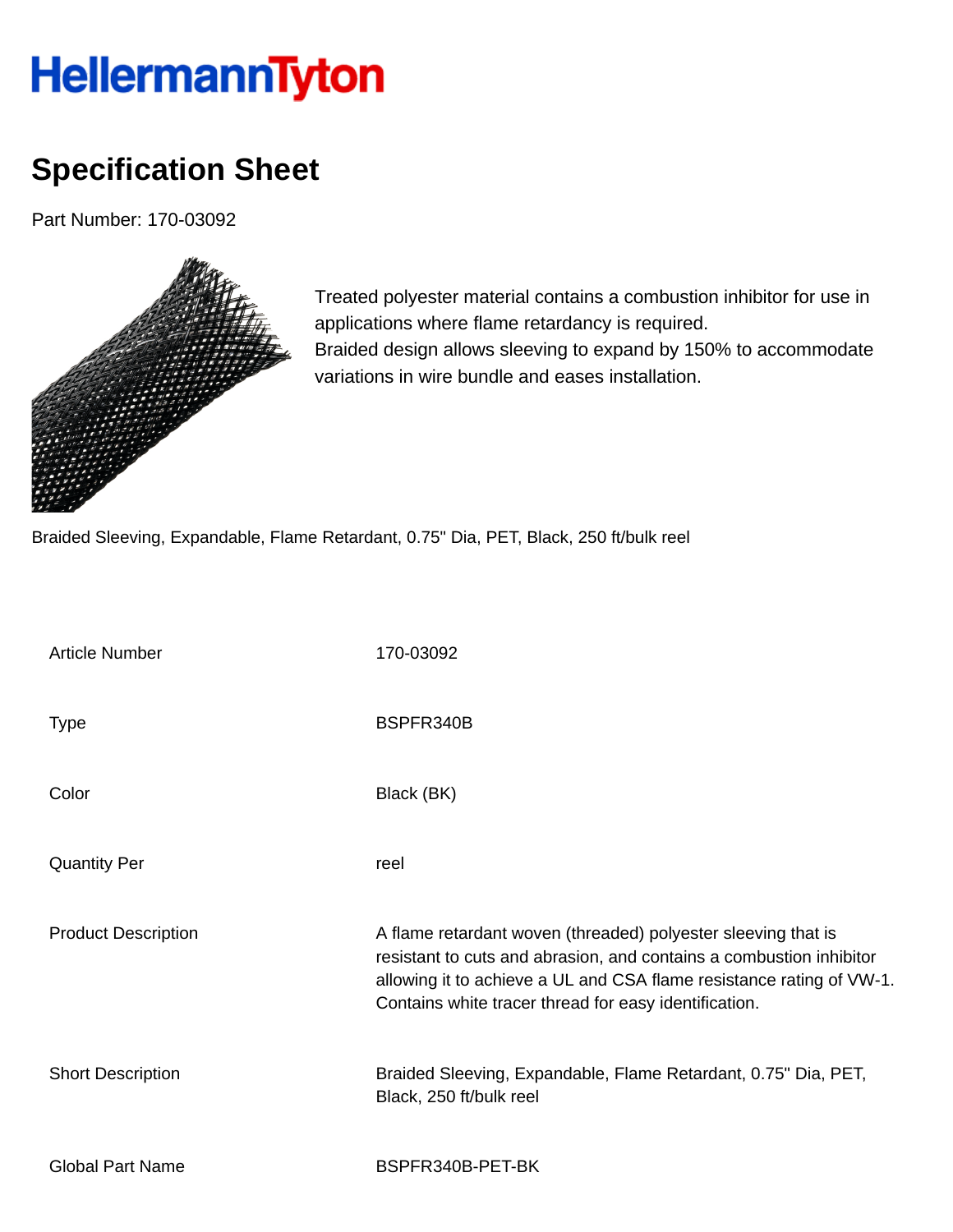# HellermannTyton

## Specification Sheet

Part Number: 170-03092

Treated polyester material contains a combustion inhibitor for use in applications where flame retardancy is required.
Braided design allows sleeving to expand by 150% to accommodate variations in wire bundle and eases installation.

Braided Sleeving, Expandable, Flame Retardant, 0.75" Dia, PET, Black, 250 ft/bulk reel

| | |
|---|---|
| Article Number | 170-03092 |
| Type | BSPFR340B |
| Color | Black (BK) |
| Quantity Per | reel |
| Product Description | A flame retardant woven (threaded) polyester sleeving that is resistant to cuts and abrasion, and contains a combustion inhibitor allowing it to achieve a UL and CSA flame resistance rating of VW-1. Contains white tracer thread for easy identification. |
| Short Description | Braided Sleeving, Expandable, Flame Retardant, 0.75" Dia, PET, Black, 250 ft/bulk reel |
| Global Part Name | BSPFR340B-PET-BK |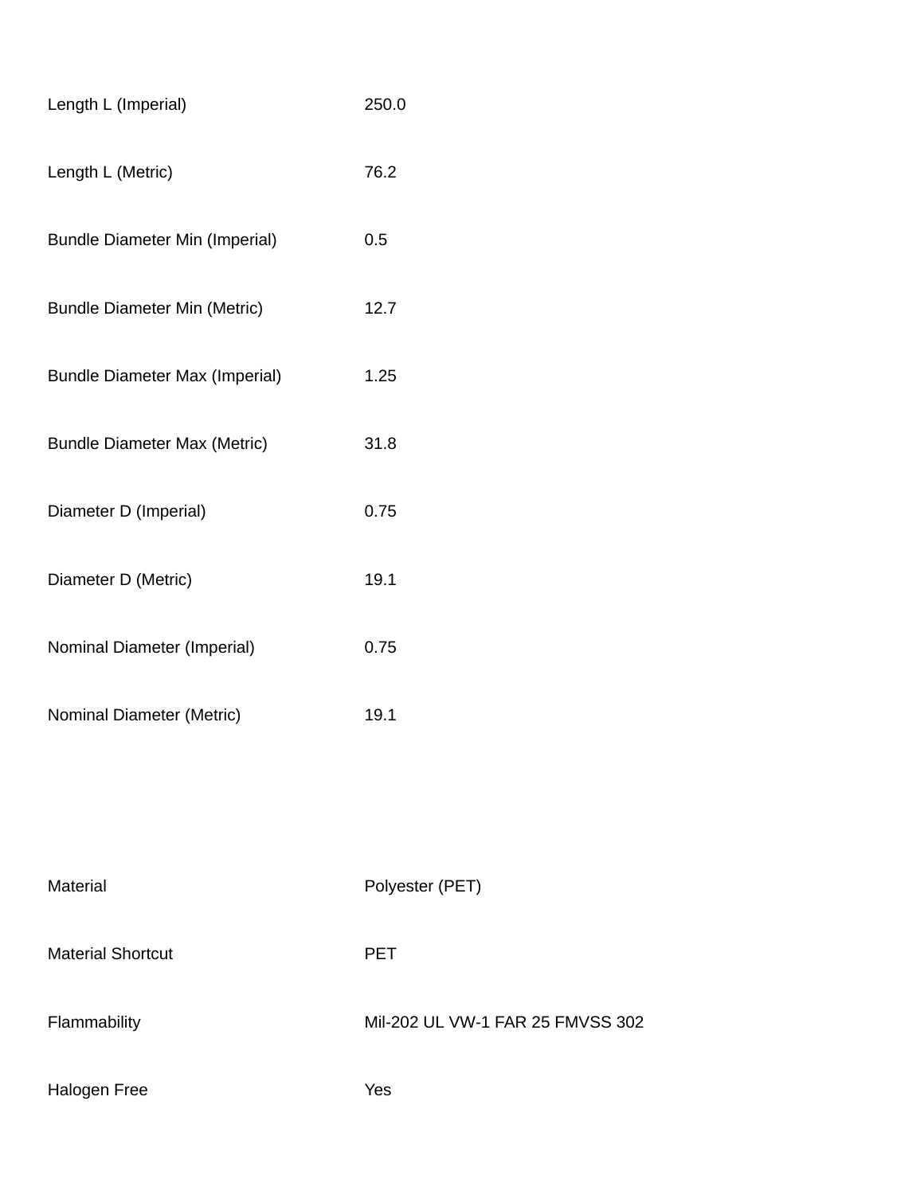| | |
|---|---|
| Length L (Imperial) | 250.0 |
| Length L (Metric) | 76.2 |
| Bundle Diameter Min (Imperial) | 0.5 |
| Bundle Diameter Min (Metric) | 12.7 |
| Bundle Diameter Max (Imperial) | 1.25 |
| Bundle Diameter Max (Metric) | 31.8 |
| Diameter D (Imperial) | 0.75 |
| Diameter D (Metric) | 19.1 |
| Nominal Diameter (Imperial) | 0.75 |
| Nominal Diameter (Metric) | 19.1 |

| | |
|---|---|
| Material | Polyester (PET) |
| Material Shortcut | PET |
| Flammability | Mil-202 UL VW-1 FAR 25 FMVSS 302 |
| Halogen Free | Yes |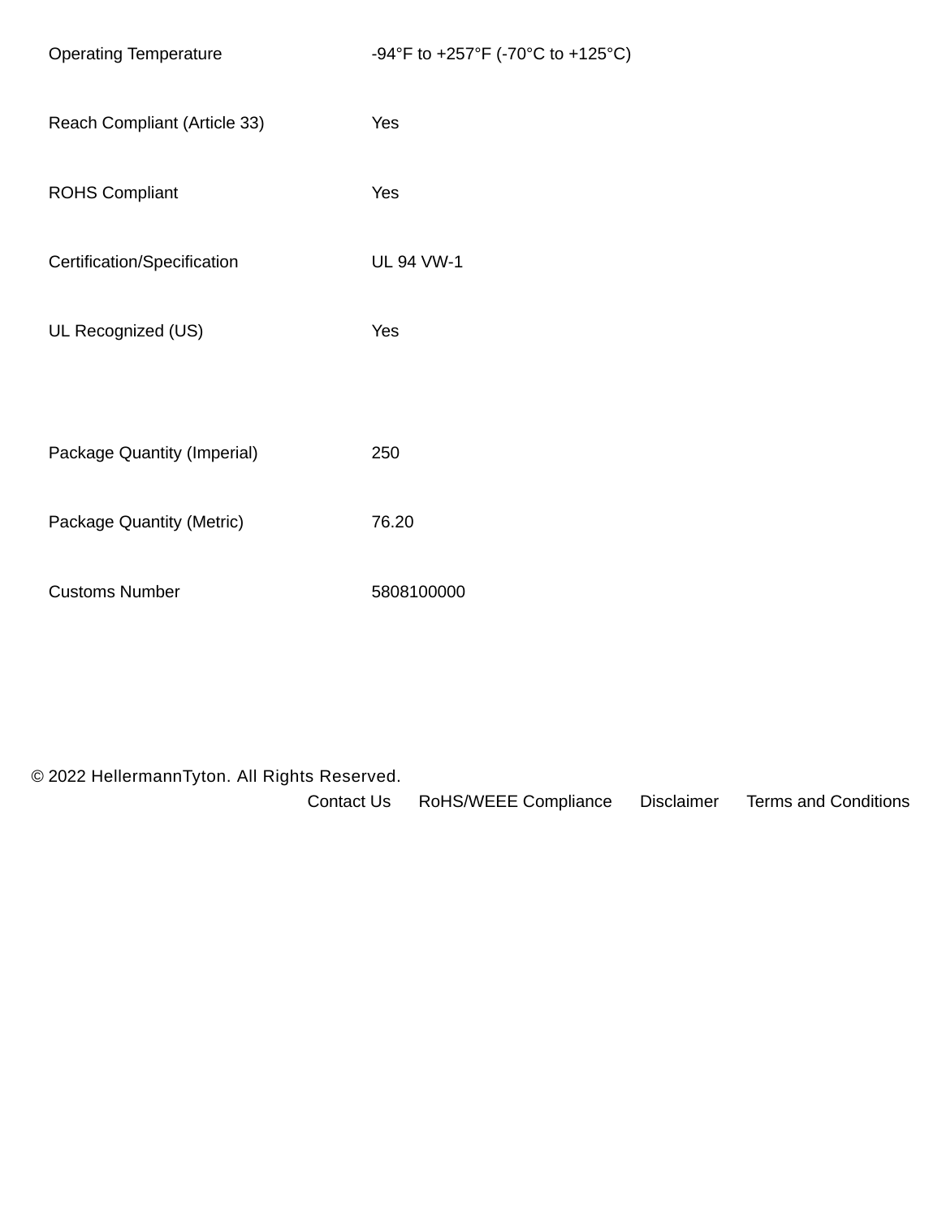| | |
|---|---|
| Operating Temperature | -94°F to +257°F (-70°C to +125°C) |
| Reach Compliant (Article 33) | Yes |
| ROHS Compliant | Yes |
| Certification/Specification | UL 94 VW-1 |
| UL Recognized (US) | Yes |

| | |
|---|---|
| Package Quantity (Imperial) | 250 |
| Package Quantity (Metric) | 76.20 |
| Customs Number | 5808100000 |

© 2022 HellermannTyton. All Rights Reserved.

Contact Us RoHS/WEEE Compliance Disclaimer Terms and Conditions